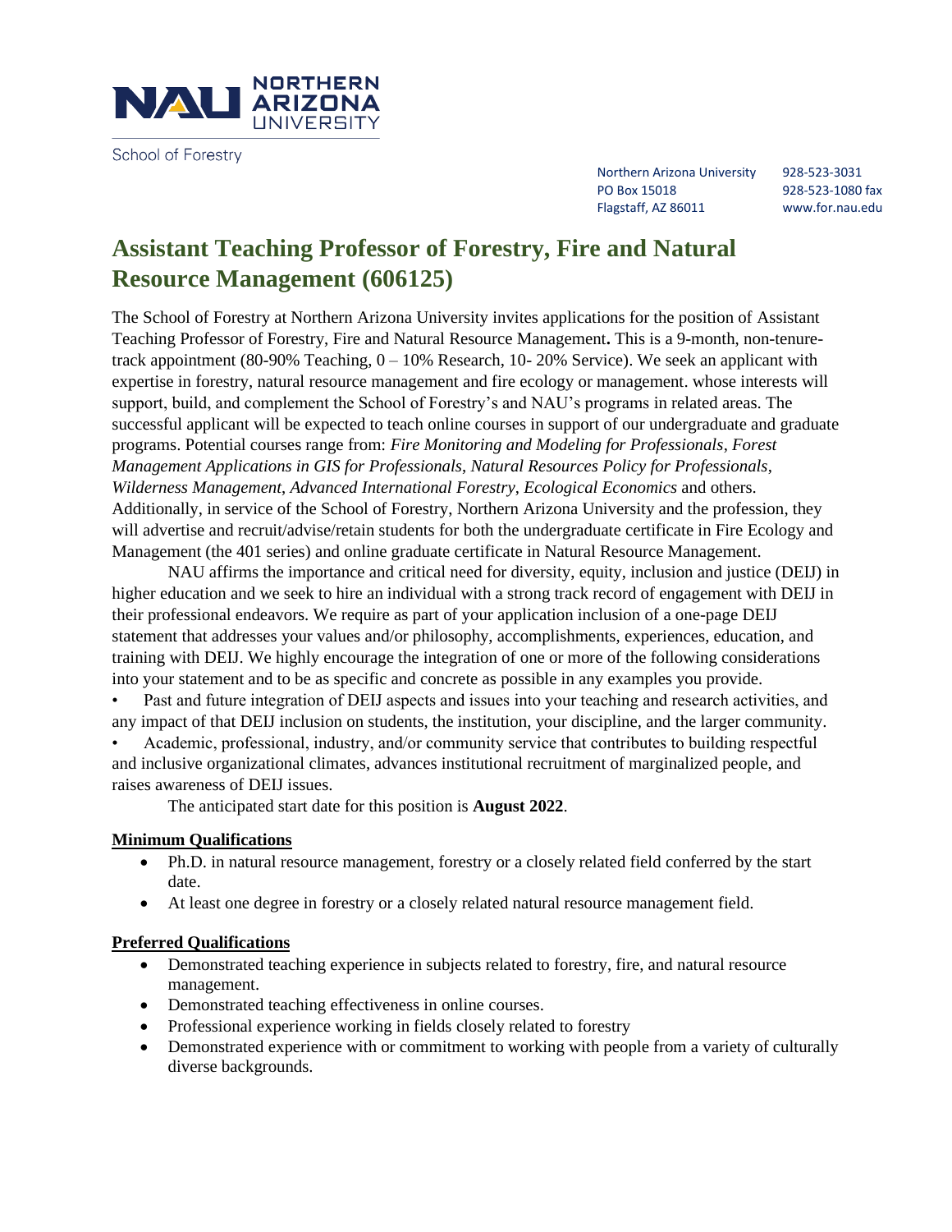NORTHERN ARIZONA UNIVERSITY

School of Forestry

Northern Arizona University
PO Box 15018
Flagstaff, AZ 86011

928-523-3031
928-523-1080 fax
www.for.nau.edu

# Assistant Teaching Professor of Forestry, Fire and Natural Resource Management (606125)

The School of Forestry at Northern Arizona University invites applications for the position of Assistant Teaching Professor of Forestry, Fire and Natural Resource Management**.** This is a 9-month, non-tenure-track appointment (80-90% Teaching, 0 – 10% Research, 10- 20% Service). We seek an applicant with expertise in forestry, natural resource management and fire ecology or management. whose interests will support, build, and complement the School of Forestry's and NAU's programs in related areas. The successful applicant will be expected to teach online courses in support of our undergraduate and graduate programs. Potential courses range from: *Fire Monitoring and Modeling for Professionals*, *Forest Management Applications in GIS for Professionals*, *Natural Resources Policy for Professionals*, *Wilderness Management*, *Advanced International Forestry*, *Ecological Economics* and others. Additionally, in service of the School of Forestry, Northern Arizona University and the profession, they will advertise and recruit/advise/retain students for both the undergraduate certificate in Fire Ecology and Management (the 401 series) and online graduate certificate in Natural Resource Management.

NAU affirms the importance and critical need for diversity, equity, inclusion and justice (DEIJ) in higher education and we seek to hire an individual with a strong track record of engagement with DEIJ in their professional endeavors. We require as part of your application inclusion of a one-page DEIJ statement that addresses your values and/or philosophy, accomplishments, experiences, education, and training with DEIJ. We highly encourage the integration of one or more of the following considerations into your statement and to be as specific and concrete as possible in any examples you provide.

- Past and future integration of DEIJ aspects and issues into your teaching and research activities, and any impact of that DEIJ inclusion on students, the institution, your discipline, and the larger community.
- Academic, professional, industry, and/or community service that contributes to building respectful and inclusive organizational climates, advances institutional recruitment of marginalized people, and raises awareness of DEIJ issues.

The anticipated start date for this position is **August 2022**.

**Minimum Qualifications**

- Ph.D. in natural resource management, forestry or a closely related field conferred by the start date.
- At least one degree in forestry or a closely related natural resource management field.

**Preferred Qualifications**

- Demonstrated teaching experience in subjects related to forestry, fire, and natural resource management.
- Demonstrated teaching effectiveness in online courses.
- Professional experience working in fields closely related to forestry
- Demonstrated experience with or commitment to working with people from a variety of culturally diverse backgrounds.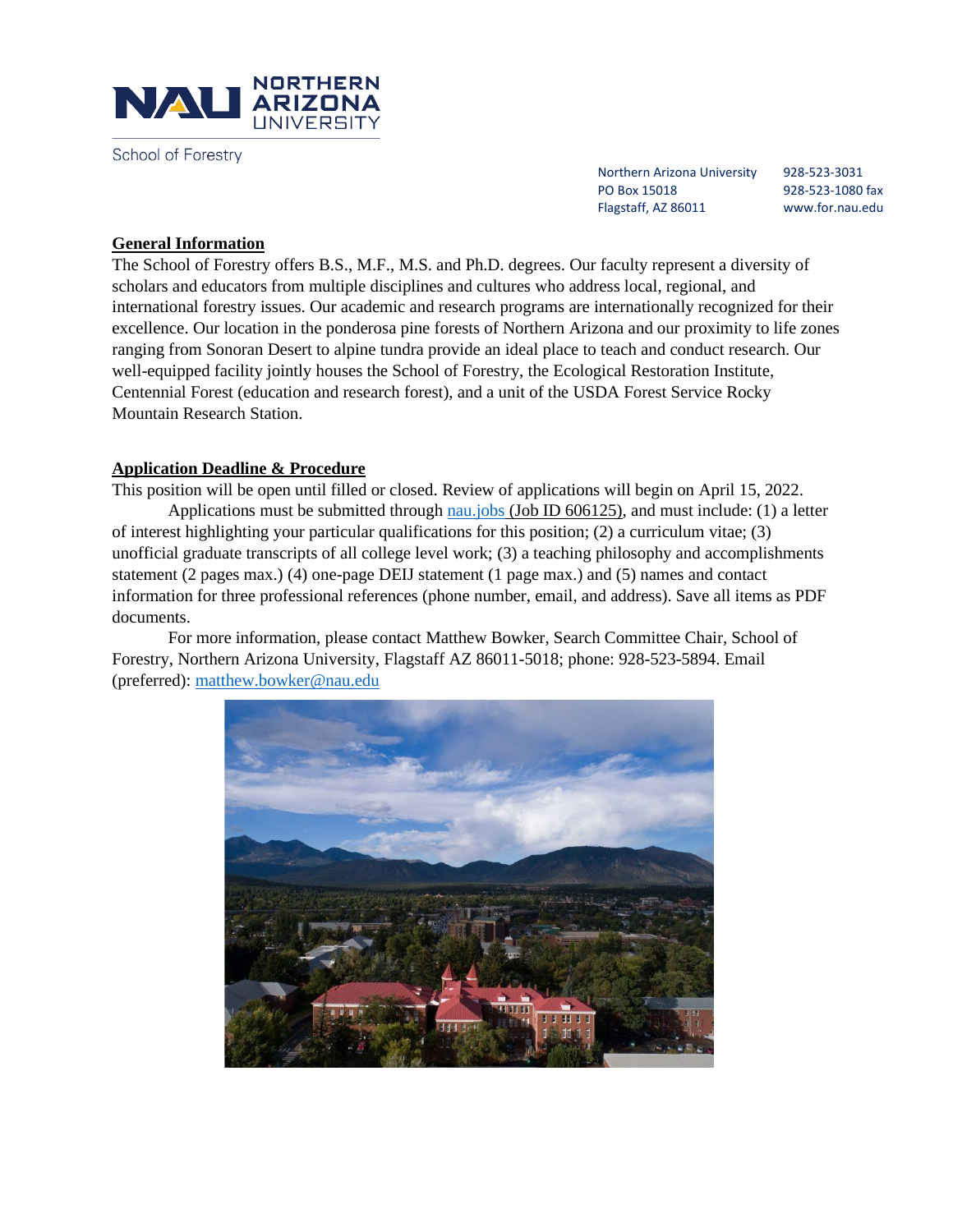School of Forestry

Northern Arizona University
PO Box 15018
Flagstaff, AZ 86011

928-523-3031
928-523-1080 fax
www.for.nau.edu

**General Information**

The School of Forestry offers B.S., M.F., M.S. and Ph.D. degrees. Our faculty represent a diversity of scholars and educators from multiple disciplines and cultures who address local, regional, and international forestry issues. Our academic and research programs are internationally recognized for their excellence. Our location in the ponderosa pine forests of Northern Arizona and our proximity to life zones ranging from Sonoran Desert to alpine tundra provide an ideal place to teach and conduct research. Our well-equipped facility jointly houses the School of Forestry, the Ecological Restoration Institute, Centennial Forest (education and research forest), and a unit of the USDA Forest Service Rocky Mountain Research Station.

**Application Deadline & Procedure**

This position will be open until filled or closed. Review of applications will begin on April 15, 2022.

Applications must be submitted through nau.jobs (Job ID 606125), and must include: (1) a letter of interest highlighting your particular qualifications for this position; (2) a curriculum vitae; (3) unofficial graduate transcripts of all college level work; (3) a teaching philosophy and accomplishments statement (2 pages max.) (4) one-page DEIJ statement (1 page max.) and (5) names and contact information for three professional references (phone number, email, and address). Save all items as PDF documents.

For more information, please contact Matthew Bowker, Search Committee Chair, School of Forestry, Northern Arizona University, Flagstaff AZ 86011-5018; phone: 928-523-5894. Email (preferred): matthew.bowker@nau.edu